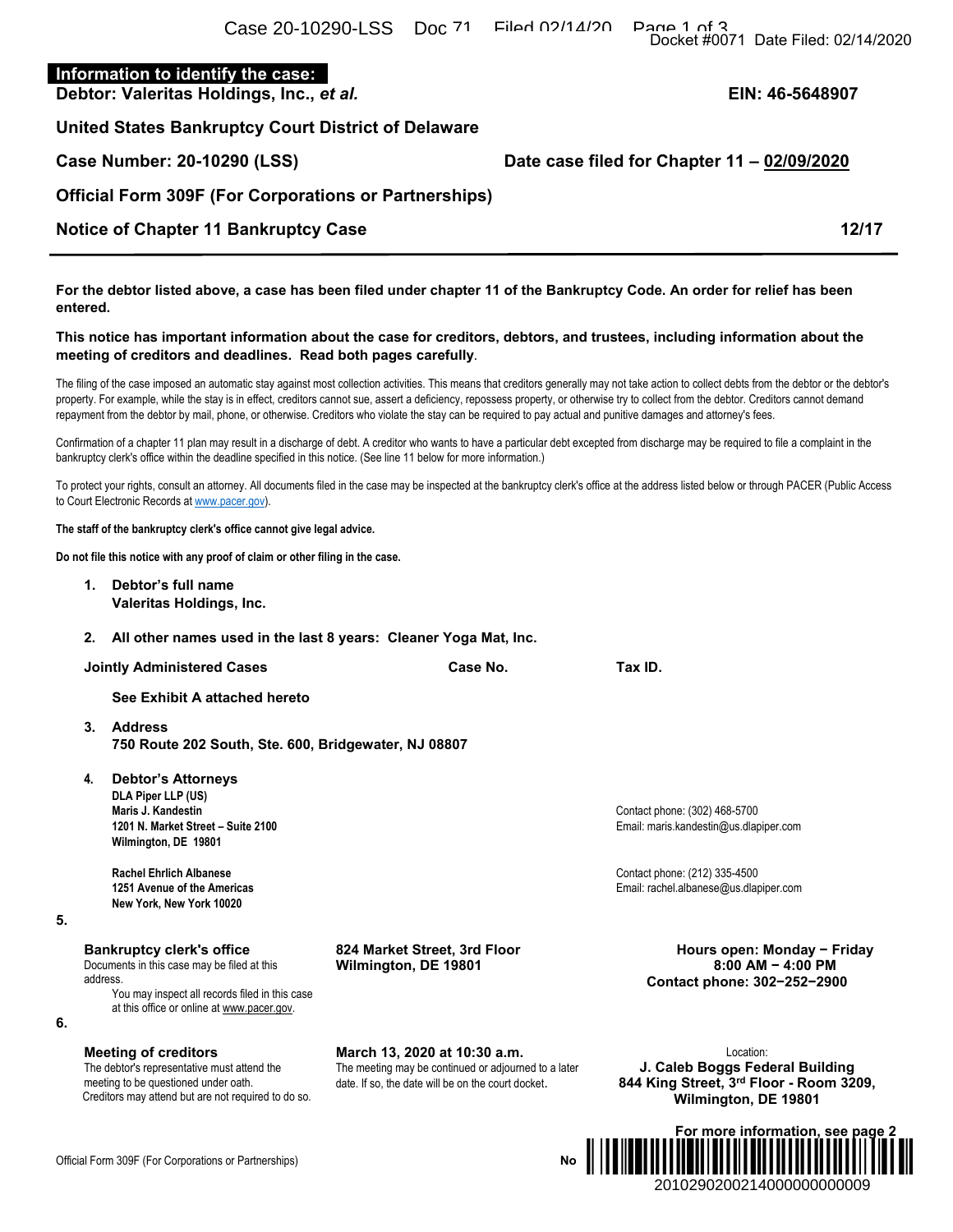**Information to identify the case:**

**Debtor: Valeritas Holdings, Inc., *et al.*** **EIN: 46-5648907**

**United States Bankruptcy Court District of Delaware**

**Case Number: 20-10290 (LSS)** **Date case filed for Chapter 11 – 02/09/2020**

**Official Form 309F (For Corporations or Partnerships)**

## Notice of Chapter 11 Bankruptcy Case 12/17

**For the debtor listed above, a case has been filed under chapter 11 of the Bankruptcy Code. An order for relief has been entered.**

**This notice has important information about the case for creditors, debtors, and trustees, including information about the meeting of creditors and deadlines. Read both pages carefully.**

The filing of the case imposed an automatic stay against most collection activities. This means that creditors generally may not take action to collect debts from the debtor or the debtor's property. For example, while the stay is in effect, creditors cannot sue, assert a deficiency, repossess property, or otherwise try to collect from the debtor. Creditors cannot demand repayment from the debtor by mail, phone, or otherwise. Creditors who violate the stay can be required to pay actual and punitive damages and attorney's fees.

Confirmation of a chapter 11 plan may result in a discharge of debt. A creditor who wants to have a particular debt excepted from discharge may be required to file a complaint in the bankruptcy clerk's office within the deadline specified in this notice. (See line 11 below for more information.)

To protect your rights, consult an attorney. All documents filed in the case may be inspected at the bankruptcy clerk's office at the address listed below or through PACER (Public Access to Court Electronic Records at www.pacer.gov).

**The staff of the bankruptcy clerk's office cannot give legal advice.**

**Do not file this notice with any proof of claim or other filing in the case.**

1. **Debtor's full name**
   **Valeritas Holdings, Inc.**

2. **All other names used in the last 8 years: Cleaner Yoga Mat, Inc.**

| Jointly Administered Cases | Case No. | Tax ID. |
|---|---|---|
| See Exhibit A attached hereto | | |

3. **Address**
   **750 Route 202 South, Ste. 600, Bridgewater, NJ 08807**

4. **Debtor's Attorneys**

   **DLA Piper LLP (US)**
   **Maris J. Kandestin**
   **1201 N. Market Street – Suite 2100**
   **Wilmington, DE 19801**
   Contact phone: (302) 468-5700
   Email: maris.kandestin@us.dlapiper.com

   **Rachel Ehrlich Albanese**
   **1251 Avenue of the Americas**
   **New York, New York 10020**
   Contact phone: (212) 335-4500
   Email: rachel.albanese@us.dlapiper.com

5. **Bankruptcy clerk's office**
   Documents in this case may be filed at this address.
   You may inspect all records filed in this case at this office or online at www.pacer.gov.

   **824 Market Street, 3rd Floor**
   **Wilmington, DE 19801**

   **Hours open: Monday – Friday**
   **8:00 AM – 4:00 PM**
   **Contact phone: 302–252–2900**

6. **Meeting of creditors**
   The debtor's representative must attend the meeting to be questioned under oath.
   Creditors may attend but are not required to do so.

   **March 13, 2020 at 10:30 a.m.**
   The meeting may be continued or adjourned to a later date. If so, the date will be on the court docket.

   Location:
   **J. Caleb Boggs Federal Building**
   **844 King Street, 3rd Floor - Room 3209,**
   **Wilmington, DE 19801**

**For more information, see page 2**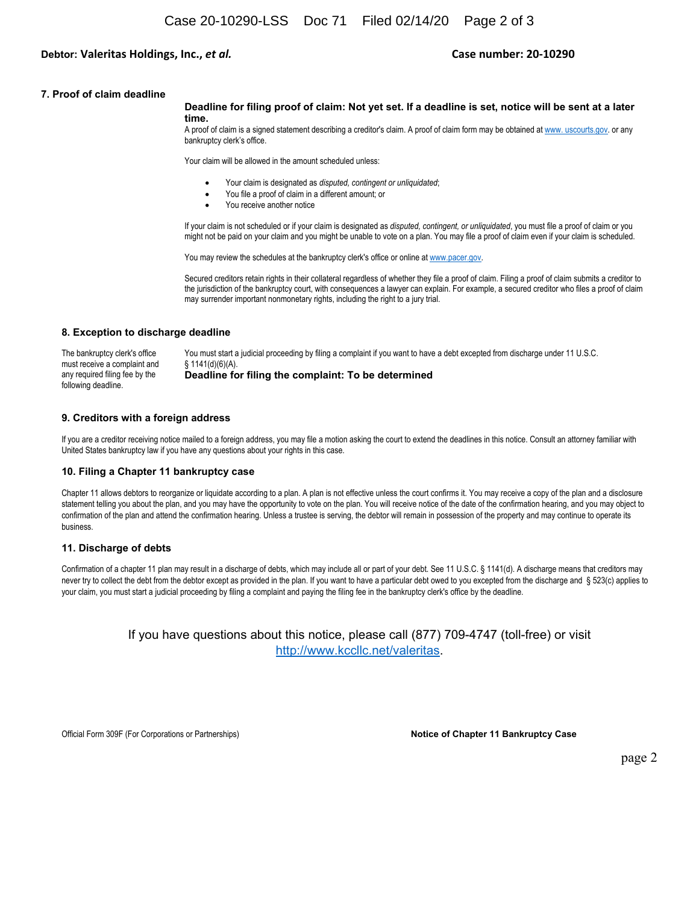**Debtor: Valeritas Holdings, Inc.,** ***et al.*** **Case number: 20-10290**

## 7. Proof of claim deadline

**Deadline for filing proof of claim: Not yet set. If a deadline is set, notice will be sent at a later time.**

A proof of claim is a signed statement describing a creditor's claim. A proof of claim form may be obtained at www. uscourts.gov. or any bankruptcy clerk's office.

Your claim will be allowed in the amount scheduled unless:

- Your claim is designated as *disputed, contingent or unliquidated*;
- You file a proof of claim in a different amount; or
- You receive another notice

If your claim is not scheduled or if your claim is designated as *disputed, contingent, or unliquidated*, you must file a proof of claim or you might not be paid on your claim and you might be unable to vote on a plan. You may file a proof of claim even if your claim is scheduled.

You may review the schedules at the bankruptcy clerk's office or online at www.pacer.gov.

Secured creditors retain rights in their collateral regardless of whether they file a proof of claim. Filing a proof of claim submits a creditor to the jurisdiction of the bankruptcy court, with consequences a lawyer can explain. For example, a secured creditor who files a proof of claim may surrender important nonmonetary rights, including the right to a jury trial.

## 8. Exception to discharge deadline

The bankruptcy clerk's office must receive a complaint and any required filing fee by the following deadline.

You must start a judicial proceeding by filing a complaint if you want to have a debt excepted from discharge under 11 U.S.C. § 1141(d)(6)(A).

**Deadline for filing the complaint: To be determined**

## 9. Creditors with a foreign address

If you are a creditor receiving notice mailed to a foreign address, you may file a motion asking the court to extend the deadlines in this notice. Consult an attorney familiar with United States bankruptcy law if you have any questions about your rights in this case.

## 10. Filing a Chapter 11 bankruptcy case

Chapter 11 allows debtors to reorganize or liquidate according to a plan. A plan is not effective unless the court confirms it. You may receive a copy of the plan and a disclosure statement telling you about the plan, and you may have the opportunity to vote on the plan. You will receive notice of the date of the confirmation hearing, and you may object to confirmation of the plan and attend the confirmation hearing. Unless a trustee is serving, the debtor will remain in possession of the property and may continue to operate its business.

## 11. Discharge of debts

Confirmation of a chapter 11 plan may result in a discharge of debts, which may include all or part of your debt. See 11 U.S.C. § 1141(d). A discharge means that creditors may never try to collect the debt from the debtor except as provided in the plan. If you want to have a particular debt owed to you excepted from the discharge and § 523(c) applies to your claim, you must start a judicial proceeding by filing a complaint and paying the filing fee in the bankruptcy clerk's office by the deadline.

If you have questions about this notice, please call (877) 709-4747 (toll-free) or visit http://www.kccllc.net/valeritas.

Official Form 309F (For Corporations or Partnerships) **Notice of Chapter 11 Bankruptcy Case**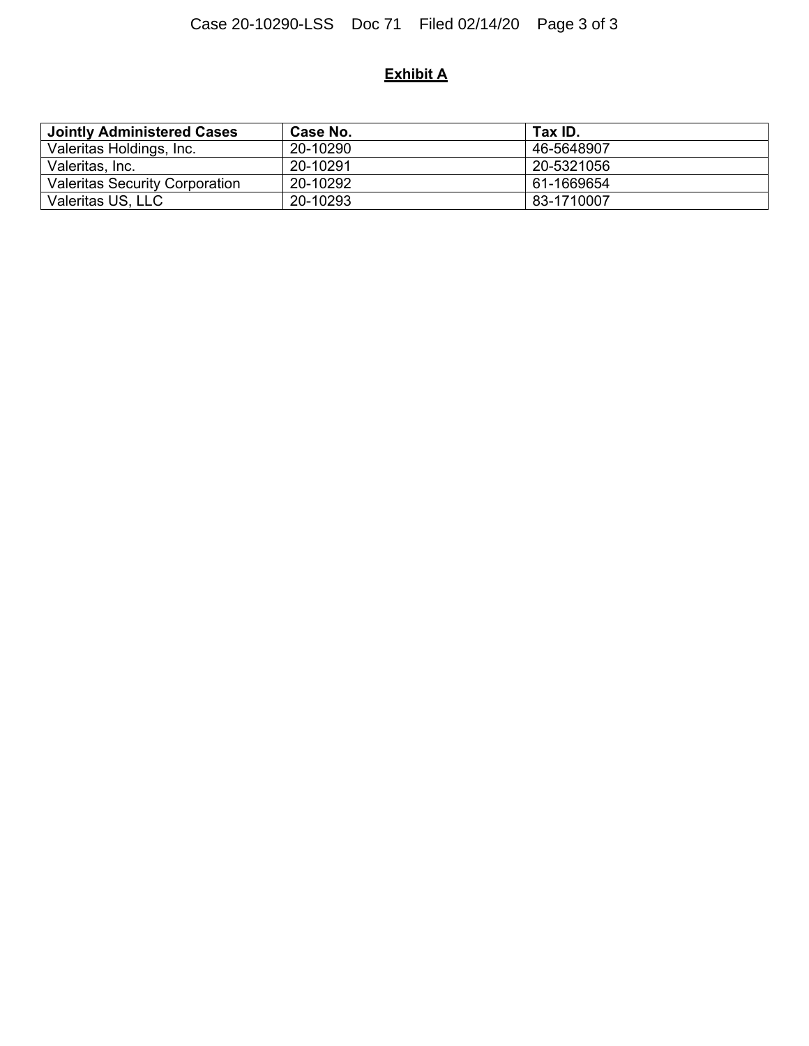**Exhibit A**

| Jointly Administered Cases | Case No. | Tax ID. |
|---|---|---|
| Valeritas Holdings, Inc. | 20-10290 | 46-5648907 |
| Valeritas, Inc. | 20-10291 | 20-5321056 |
| Valeritas Security Corporation | 20-10292 | 61-1669654 |
| Valeritas US, LLC | 20-10293 | 83-1710007 |